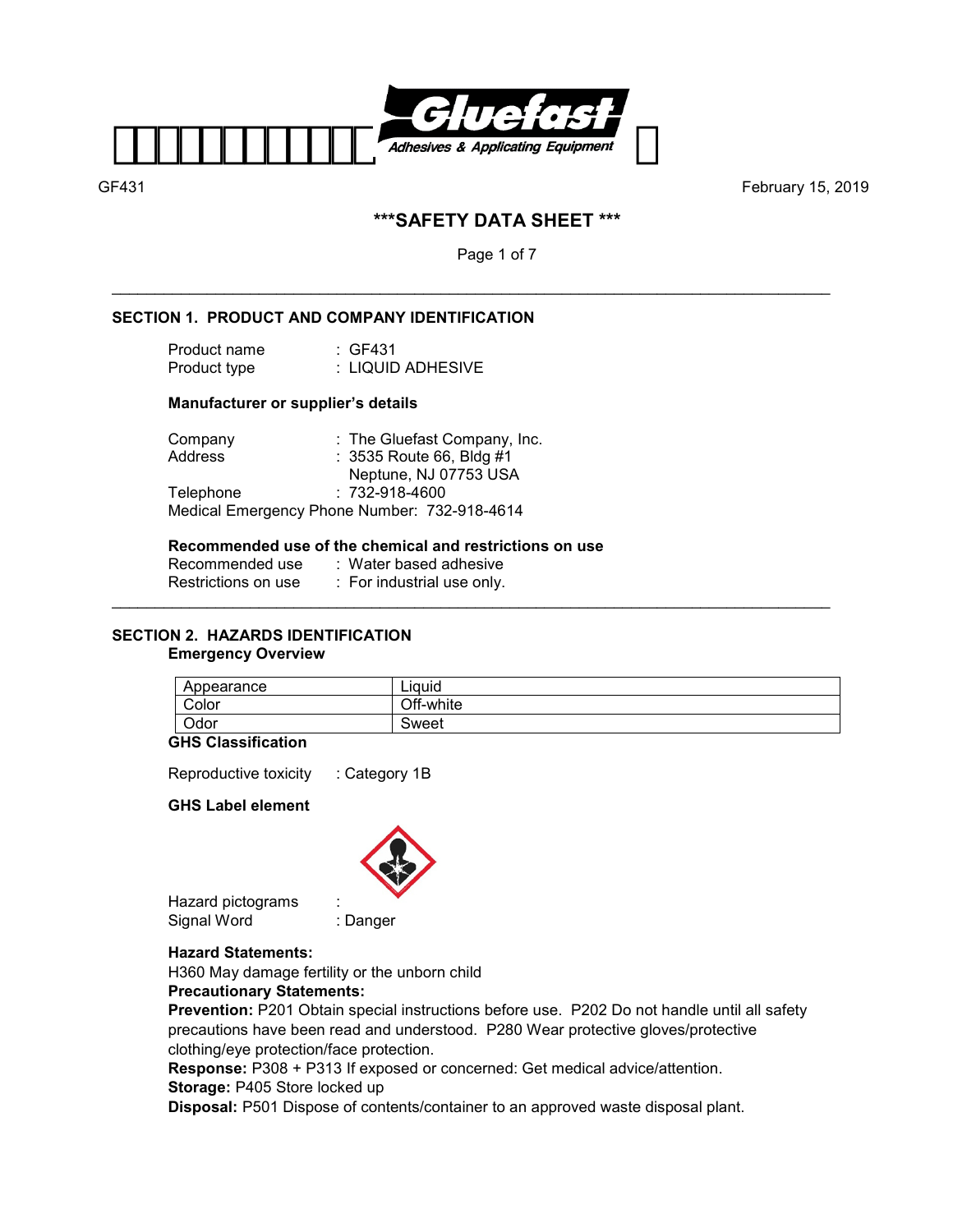GF431 February 15, 2019

# ***SAFETY DATA SHEET ***

## SECTION 1. PRODUCT AND COMPANY IDENTIFICATION

Product name : GF431
Product type : LIQUID ADHESIVE

**Manufacturer or supplier's details**

Company : The Gluefast Company, Inc.
Address : 3535 Route 66, Bldg #1
Neptune, NJ 07753 USA
Telephone : 732-918-4600
Medical Emergency Phone Number: 732-918-4614

**Recommended use of the chemical and restrictions on use**

Recommended use : Water based adhesive
Restrictions on use : For industrial use only.

## SECTION 2. HAZARDS IDENTIFICATION

**Emergency Overview**

| Appearance | Liquid |
|---|---|
| Color | Off-white |
| Odor | Sweet |

**GHS Classification**

Reproductive toxicity : Category 1B

**GHS Label element**

Hazard pictograms :
Signal Word : Danger

**Hazard Statements:**

H360 May damage fertility or the unborn child

**Precautionary Statements:**

**Prevention:** P201 Obtain special instructions before use. P202 Do not handle until all safety precautions have been read and understood. P280 Wear protective gloves/protective clothing/eye protection/face protection.

**Response:** P308 + P313 If exposed or concerned: Get medical advice/attention.

**Storage:** P405 Store locked up

**Disposal:** P501 Dispose of contents/container to an approved waste disposal plant.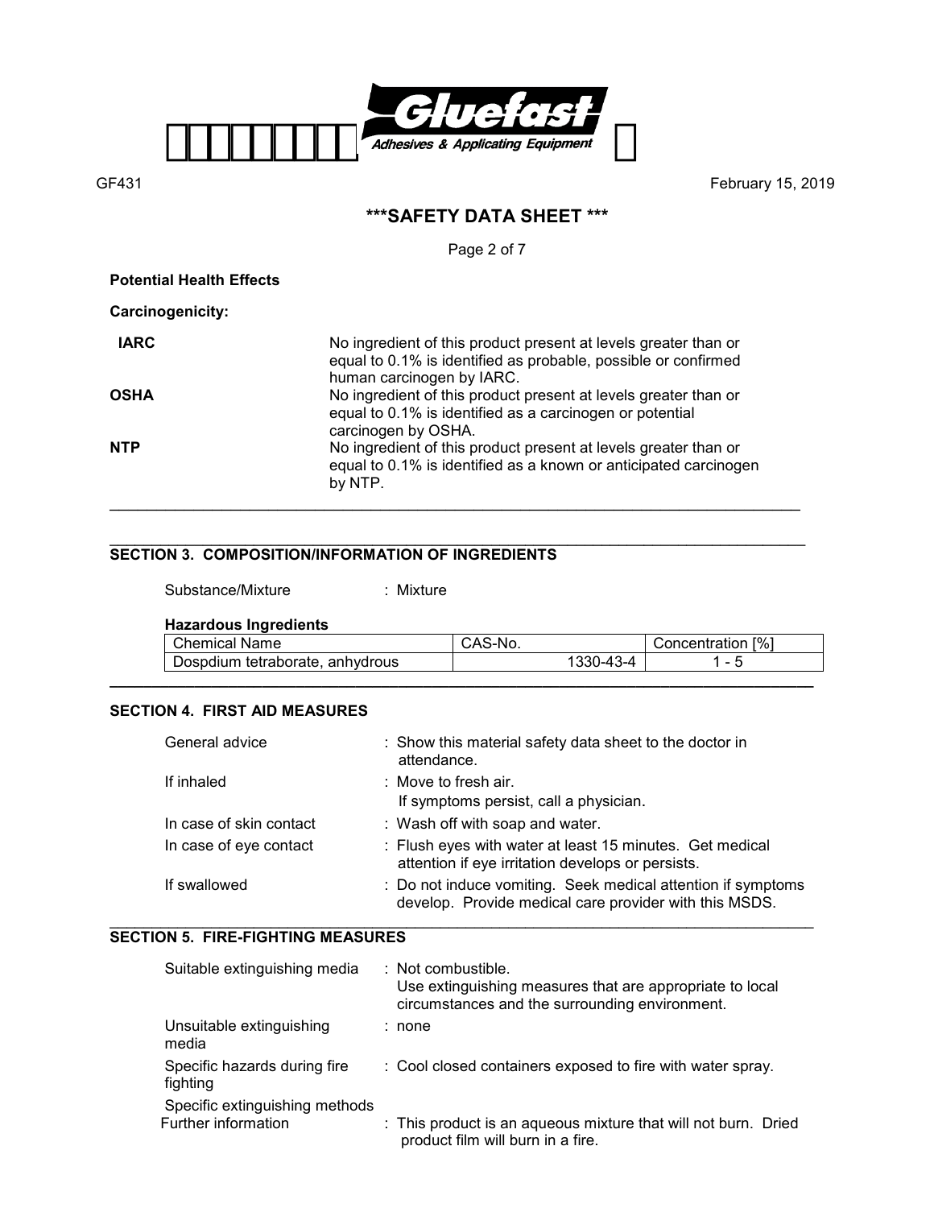**Potential Health Effects**

**Carcinogenicity:**

| | |
|---|---|
| **IARC** | No ingredient of this product present at levels greater than or equal to 0.1% is identified as probable, possible or confirmed human carcinogen by IARC. |
| **OSHA** | No ingredient of this product present at levels greater than or equal to 0.1% is identified as a carcinogen or potential carcinogen by OSHA. |
| **NTP** | No ingredient of this product present at levels greater than or equal to 0.1% is identified as a known or anticipated carcinogen by NTP. |

## SECTION 3. COMPOSITION/INFORMATION OF INGREDIENTS

Substance/Mixture : Mixture

**Hazardous Ingredients**

| Chemical Name | CAS-No. | Concentration [%] |
|---|---|---|
| Dospdium tetraborate, anhydrous | 1330-43-4 | 1 - 5 |

## SECTION 4. FIRST AID MEASURES

| | |
|---|---|
| General advice | : Show this material safety data sheet to the doctor in attendance. |
| If inhaled | : Move to fresh air. If symptoms persist, call a physician. |
| In case of skin contact | : Wash off with soap and water. |
| In case of eye contact | : Flush eyes with water at least 15 minutes. Get medical attention if eye irritation develops or persists. |
| If swallowed | : Do not induce vomiting. Seek medical attention if symptoms develop. Provide medical care provider with this MSDS. |

## SECTION 5. FIRE-FIGHTING MEASURES

| | |
|---|---|
| Suitable extinguishing media | : Not combustible. Use extinguishing measures that are appropriate to local circumstances and the surrounding environment. |
| Unsuitable extinguishing media | : none |
| Specific hazards during fire fighting | : Cool closed containers exposed to fire with water spray. |
| Specific extinguishing methods Further information | : This product is an aqueous mixture that will not burn. Dried product film will burn in a fire. |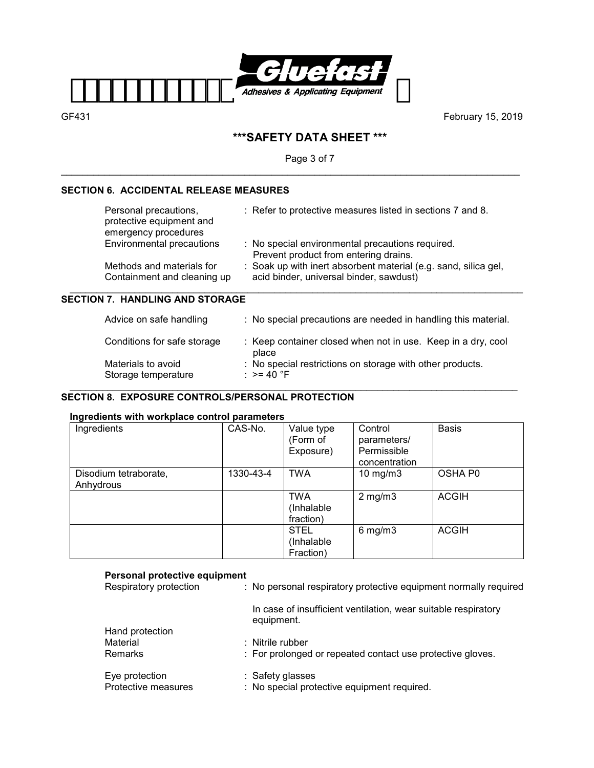## SECTION 6. ACCIDENTAL RELEASE MEASURES

| | |
|---|---|
| Personal precautions, protective equipment and emergency procedures | : Refer to protective measures listed in sections 7 and 8. |
| Environmental precautions | : No special environmental precautions required. Prevent product from entering drains. |
| Methods and materials for Containment and cleaning up | : Soak up with inert absorbent material (e.g. sand, silica gel, acid binder, universal binder, sawdust) |

## SECTION 7. HANDLING AND STORAGE

| | |
|---|---|
| Advice on safe handling | : No special precautions are needed in handling this material. |
| Conditions for safe storage | : Keep container closed when not in use. Keep in a dry, cool place |
| Materials to avoid | : No special restrictions on storage with other products. |
| Storage temperature | : >= 40 °F |

## SECTION 8. EXPOSURE CONTROLS/PERSONAL PROTECTION

**Ingredients with workplace control parameters**

| Ingredients | CAS-No. | Value type (Form of Exposure) | Control parameters/ Permissible concentration | Basis |
|---|---|---|---|---|
| Disodium tetraborate, Anhydrous | 1330-43-4 | TWA | 10 mg/m3 | OSHA P0 |
| | | TWA (Inhalable fraction) | 2 mg/m3 | ACGIH |
| | | STEL (Inhalable Fraction) | 6 mg/m3 | ACGIH |

**Personal protective equipment**

| | |
|---|---|
| Respiratory protection | : No personal respiratory protective equipment normally required |
| | In case of insufficient ventilation, wear suitable respiratory equipment. |
| Hand protection | |
| Material | : Nitrile rubber |
| Remarks | : For prolonged or repeated contact use protective gloves. |
| Eye protection | : Safety glasses |
| Protective measures | : No special protective equipment required. |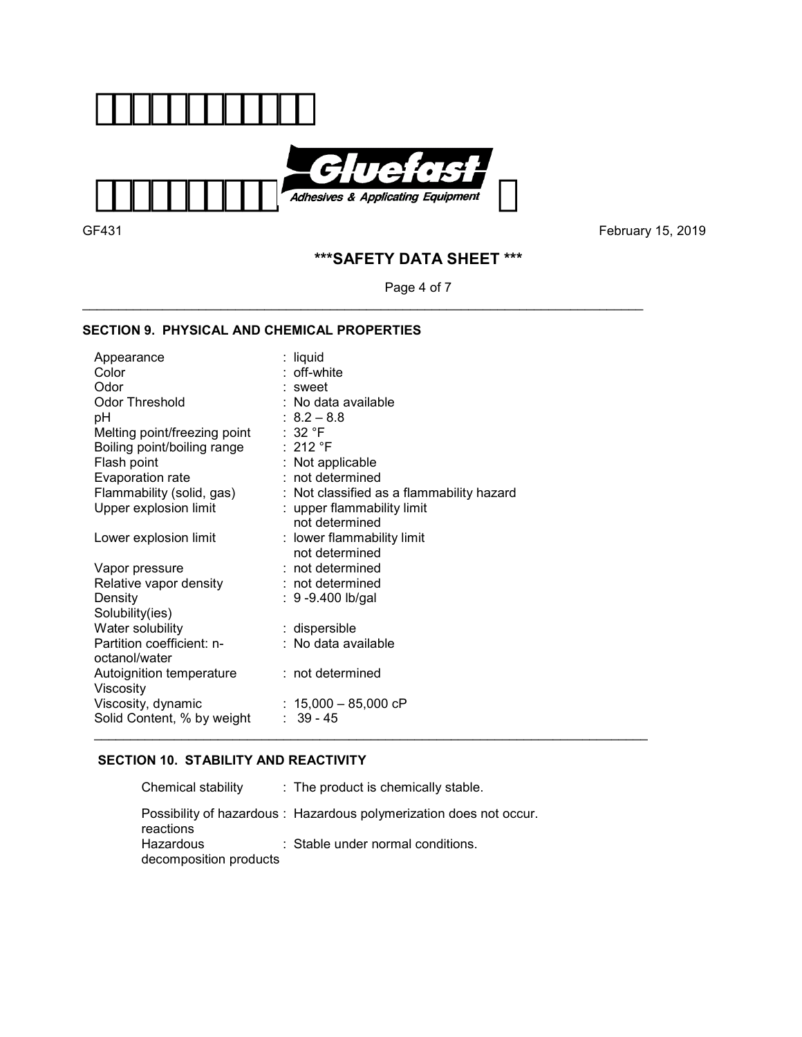GF431 February 15, 2019

## ***SAFETY DATA SHEET ***

### SECTION 9. PHYSICAL AND CHEMICAL PROPERTIES

| Property | Value |
|---|---|
| Appearance | : liquid |
| Color | : off-white |
| Odor | : sweet |
| Odor Threshold | : No data available |
| pH | : 8.2 – 8.8 |
| Melting point/freezing point | : 32 °F |
| Boiling point/boiling range | : 212 °F |
| Flash point | : Not applicable |
| Evaporation rate | : not determined |
| Flammability (solid, gas) | : Not classified as a flammability hazard |
| Upper explosion limit | : upper flammability limit not determined |
| Lower explosion limit | : lower flammability limit not determined |
| Vapor pressure | : not determined |
| Relative vapor density | : not determined |
| Density | : 9 -9.400 lb/gal |
| Solubility(ies) | |
| Water solubility | : dispersible |
| Partition coefficient: n-octanol/water | : No data available |
| Autoignition temperature | : not determined |
| Viscosity | |
| Viscosity, dynamic | : 15,000 – 85,000 cP |
| Solid Content, % by weight | : 39 - 45 |

### SECTION 10. STABILITY AND REACTIVITY

| Property | Value |
|---|---|
| Chemical stability | : The product is chemically stable. |
| Possibility of hazardous reactions | : Hazardous polymerization does not occur. |
| Hazardous decomposition products | : Stable under normal conditions. |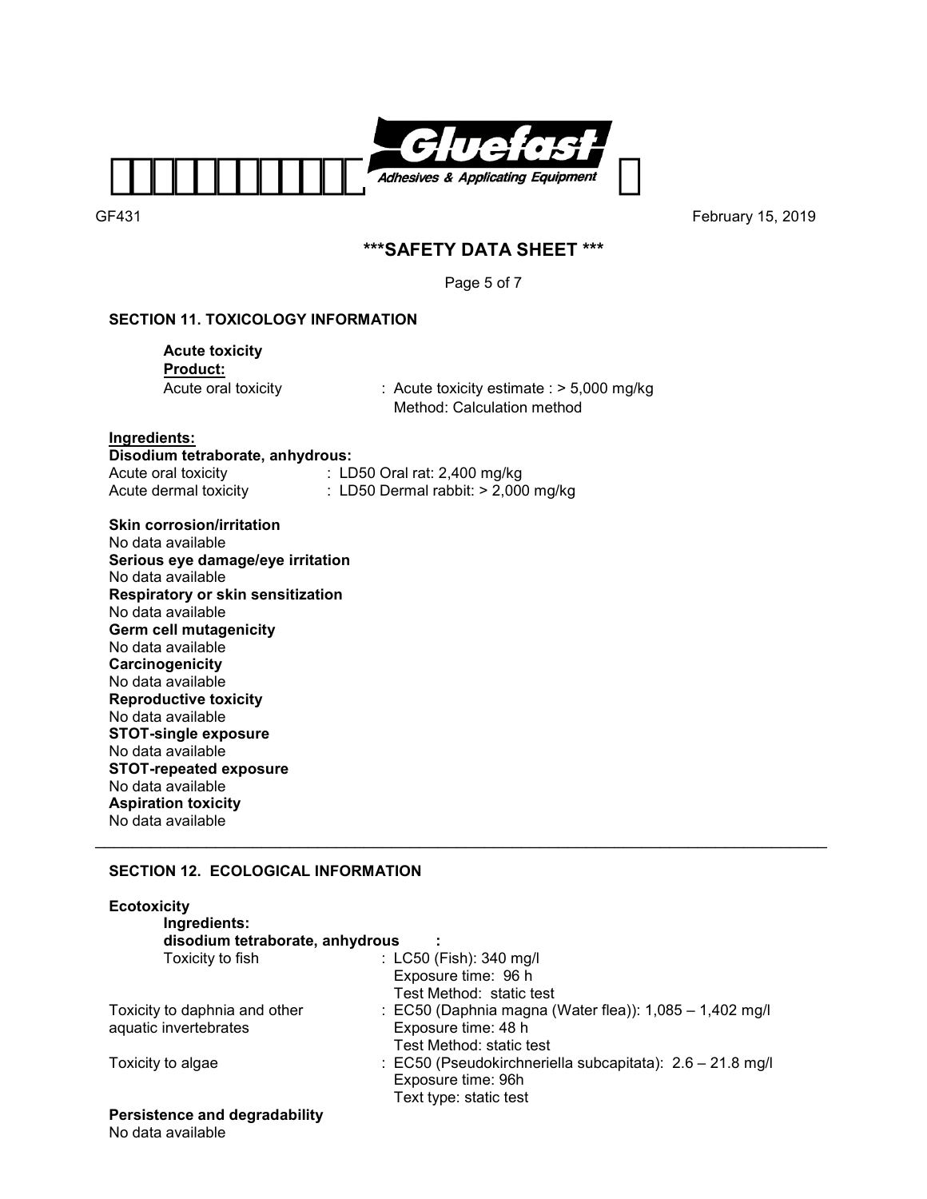## SECTION 11. TOXICOLOGY INFORMATION

**Acute toxicity**

**Product:**

Acute oral toxicity : Acute toxicity estimate : > 5,000 mg/kg
Method: Calculation method

**Ingredients:**

**Disodium tetraborate, anhydrous:**

Acute oral toxicity : LD50 Oral rat: 2,400 mg/kg
Acute dermal toxicity : LD50 Dermal rabbit: > 2,000 mg/kg

**Skin corrosion/irritation**
No data available

**Serious eye damage/eye irritation**
No data available

**Respiratory or skin sensitization**
No data available

**Germ cell mutagenicity**
No data available

**Carcinogenicity**
No data available

**Reproductive toxicity**
No data available

**STOT-single exposure**
No data available

**STOT-repeated exposure**
No data available

**Aspiration toxicity**
No data available

---

## SECTION 12. ECOLOGICAL INFORMATION

**Ecotoxicity**

**Ingredients:**

**disodium tetraborate, anhydrous :**

Toxicity to fish : LC50 (Fish): 340 mg/l
Exposure time: 96 h
Test Method: static test

Toxicity to daphnia and other aquatic invertebrates : EC50 (Daphnia magna (Water flea)): 1,085 – 1,402 mg/l
Exposure time: 48 h
Test Method: static test

Toxicity to algae : EC50 (Pseudokirchneriella subcapitata): 2.6 – 21.8 mg/l
Exposure time: 96h
Text type: static test

**Persistence and degradability**
No data available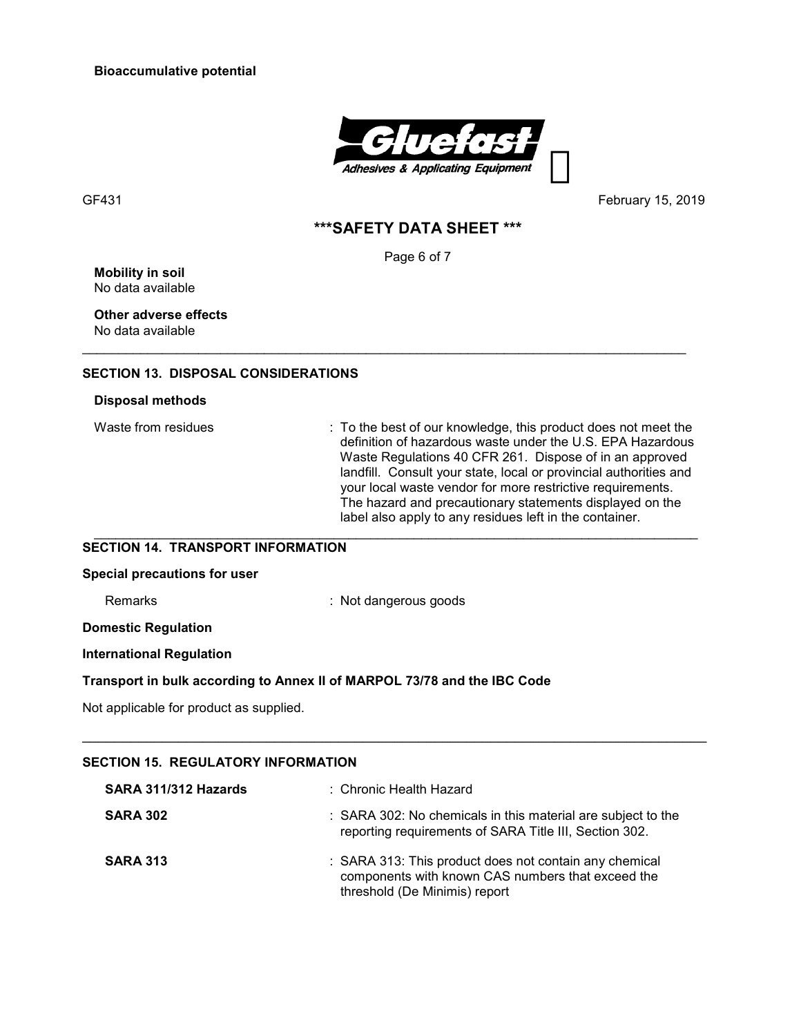**Bioaccumulative potential**

**Mobility in soil**
No data available

**Other adverse effects**
No data available

## SECTION 13. DISPOSAL CONSIDERATIONS

**Disposal methods**

| | |
|---|---|
| Waste from residues | : To the best of our knowledge, this product does not meet the definition of hazardous waste under the U.S. EPA Hazardous Waste Regulations 40 CFR 261. Dispose of in an approved landfill. Consult your state, local or provincial authorities and your local waste vendor for more restrictive requirements. The hazard and precautionary statements displayed on the label also apply to any residues left in the container. |

## SECTION 14. TRANSPORT INFORMATION

**Special precautions for user**

| | |
|---|---|
| Remarks | : Not dangerous goods |

**Domestic Regulation**

**International Regulation**

**Transport in bulk according to Annex II of MARPOL 73/78 and the IBC Code**

Not applicable for product as supplied.

## SECTION 15. REGULATORY INFORMATION

| | |
|---|---|
| **SARA 311/312 Hazards** | : Chronic Health Hazard |
| **SARA 302** | : SARA 302: No chemicals in this material are subject to the reporting requirements of SARA Title III, Section 302. |
| **SARA 313** | : SARA 313: This product does not contain any chemical components with known CAS numbers that exceed the threshold (De Minimis) report |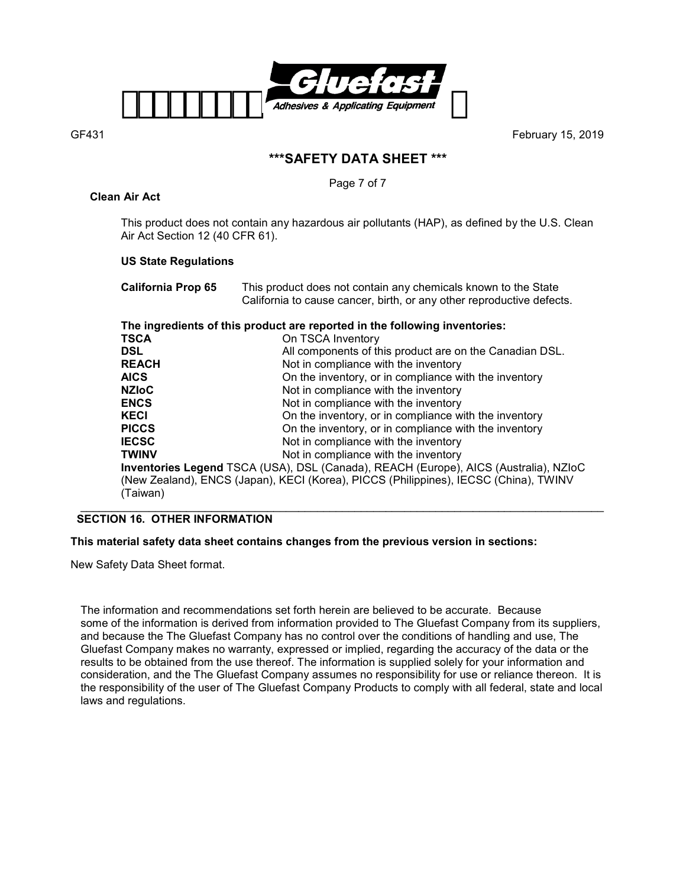**Clean Air Act**

This product does not contain any hazardous air pollutants (HAP), as defined by the U.S. Clean Air Act Section 12 (40 CFR 61).

**US State Regulations**

**California Prop 65** This product does not contain any chemicals known to the State California to cause cancer, birth, or any other reproductive defects.

**The ingredients of this product are reported in the following inventories:**

| | |
|---|---|
| **TSCA** | On TSCA Inventory |
| **DSL** | All components of this product are on the Canadian DSL. |
| **REACH** | Not in compliance with the inventory |
| **AICS** | On the inventory, or in compliance with the inventory |
| **NZIoC** | Not in compliance with the inventory |
| **ENCS** | Not in compliance with the inventory |
| **KECI** | On the inventory, or in compliance with the inventory |
| **PICCS** | On the inventory, or in compliance with the inventory |
| **IECSC** | Not in compliance with the inventory |
| **TWINV** | Not in compliance with the inventory |

**Inventories Legend** TSCA (USA), DSL (Canada), REACH (Europe), AICS (Australia), NZIoC (New Zealand), ENCS (Japan), KECI (Korea), PICCS (Philippines), IECSC (China), TWINV (Taiwan)

## SECTION 16. OTHER INFORMATION

**This material safety data sheet contains changes from the previous version in sections:**

New Safety Data Sheet format.

The information and recommendations set forth herein are believed to be accurate. Because some of the information is derived from information provided to The Gluefast Company from its suppliers, and because the The Gluefast Company has no control over the conditions of handling and use, The Gluefast Company makes no warranty, expressed or implied, regarding the accuracy of the data or the results to be obtained from the use thereof. The information is supplied solely for your information and consideration, and the The Gluefast Company assumes no responsibility for use or reliance thereon. It is the responsibility of the user of The Gluefast Company Products to comply with all federal, state and local laws and regulations.